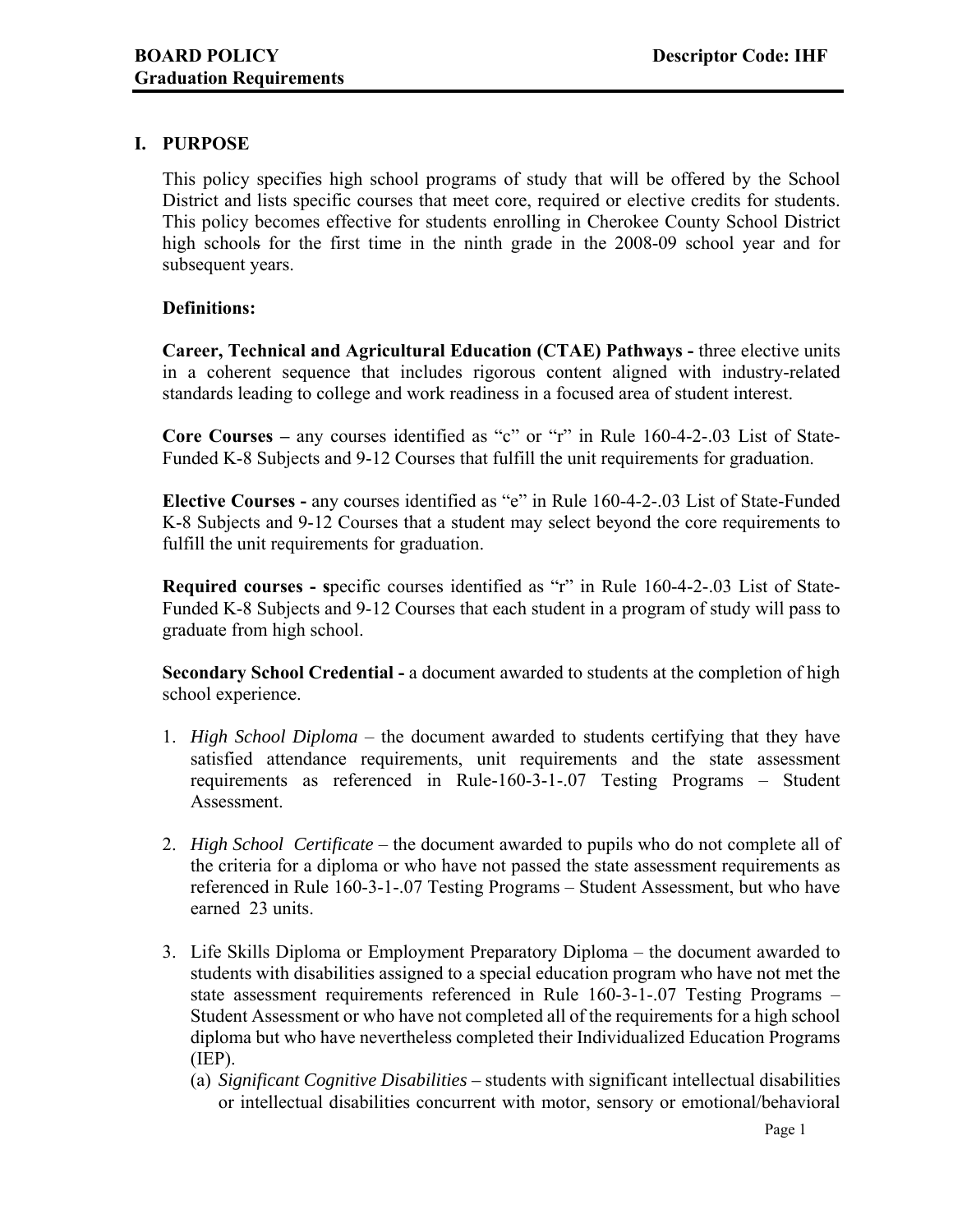**BOARD POLICY** **Descriptor Code: IHF**
**Graduation Requirements**

## I. PURPOSE

This policy specifies high school programs of study that will be offered by the School District and lists specific courses that meet core, required or elective credits for students. This policy becomes effective for students enrolling in Cherokee County School District high schools for the first time in the ninth grade in the 2008-09 school year and for subsequent years.

**Definitions:**

**Career, Technical and Agricultural Education (CTAE) Pathways -** three elective units in a coherent sequence that includes rigorous content aligned with industry-related standards leading to college and work readiness in a focused area of student interest.

**Core Courses –** any courses identified as "c" or "r" in Rule 160-4-2-.03 List of State-Funded K-8 Subjects and 9-12 Courses that fulfill the unit requirements for graduation.

**Elective Courses -** any courses identified as "e" in Rule 160-4-2-.03 List of State-Funded K-8 Subjects and 9-12 Courses that a student may select beyond the core requirements to fulfill the unit requirements for graduation.

**Required courses - s**pecific courses identified as "r" in Rule 160-4-2-.03 List of State-Funded K-8 Subjects and 9-12 Courses that each student in a program of study will pass to graduate from high school.

**Secondary School Credential -** a document awarded to students at the completion of high school experience.

1. *High School Diploma* – the document awarded to students certifying that they have satisfied attendance requirements, unit requirements and the state assessment requirements as referenced in Rule-160-3-1-.07 Testing Programs – Student Assessment.

2. *High School Certificate* – the document awarded to pupils who do not complete all of the criteria for a diploma or who have not passed the state assessment requirements as referenced in Rule 160-3-1-.07 Testing Programs – Student Assessment, but who have earned 23 units.

3. Life Skills Diploma or Employment Preparatory Diploma – the document awarded to students with disabilities assigned to a special education program who have not met the state assessment requirements referenced in Rule 160-3-1-.07 Testing Programs – Student Assessment or who have not completed all of the requirements for a high school diploma but who have nevertheless completed their Individualized Education Programs (IEP).
   (a) *Significant Cognitive Disabilities* – students with significant intellectual disabilities or intellectual disabilities concurrent with motor, sensory or emotional/behavioral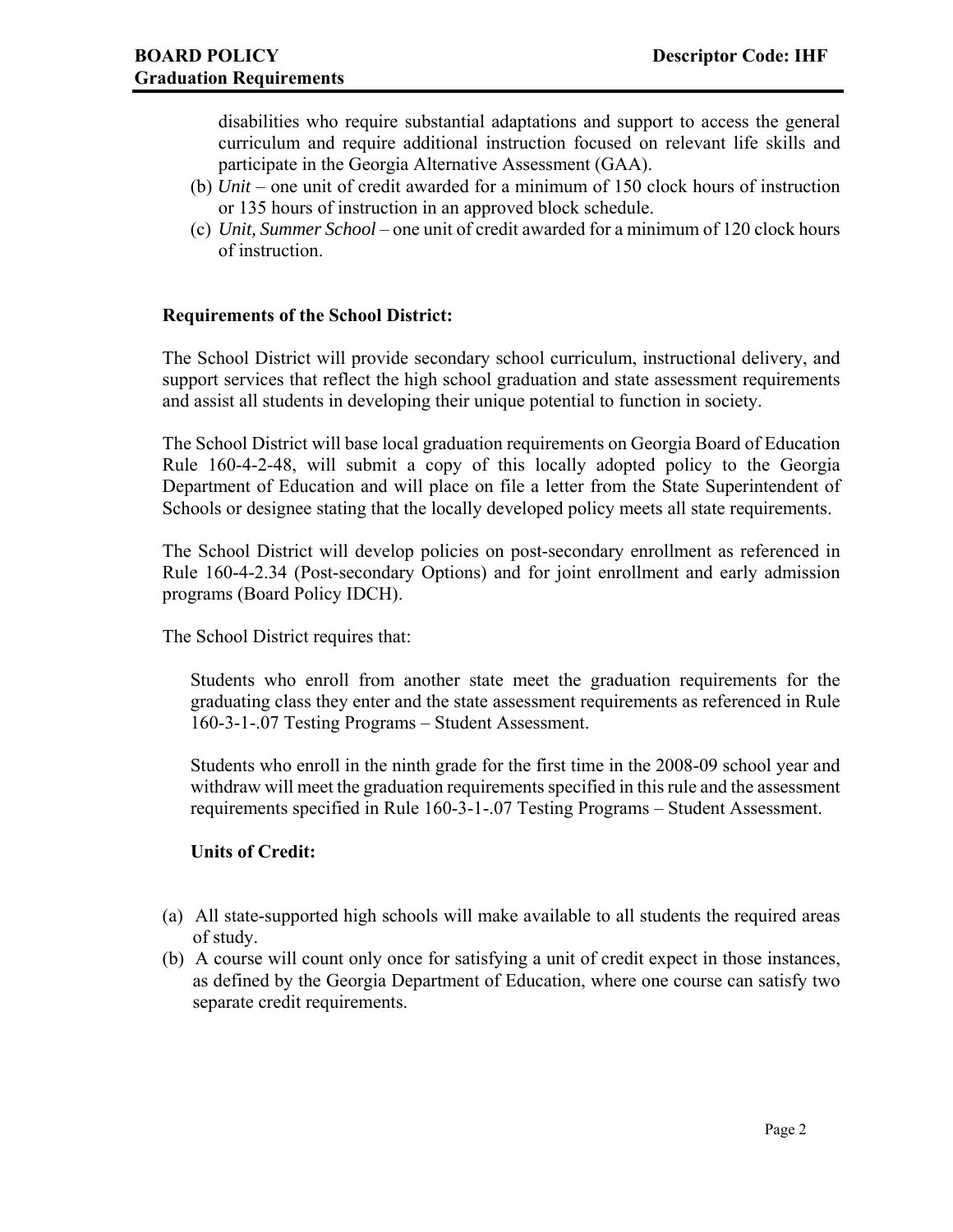disabilities who require substantial adaptations and support to access the general curriculum and require additional instruction focused on relevant life skills and participate in the Georgia Alternative Assessment (GAA).

(b) *Unit* – one unit of credit awarded for a minimum of 150 clock hours of instruction or 135 hours of instruction in an approved block schedule.

(c) *Unit, Summer School* – one unit of credit awarded for a minimum of 120 clock hours of instruction.

**Requirements of the School District:**

The School District will provide secondary school curriculum, instructional delivery, and support services that reflect the high school graduation and state assessment requirements and assist all students in developing their unique potential to function in society.

The School District will base local graduation requirements on Georgia Board of Education Rule 160-4-2-48, will submit a copy of this locally adopted policy to the Georgia Department of Education and will place on file a letter from the State Superintendent of Schools or designee stating that the locally developed policy meets all state requirements.

The School District will develop policies on post-secondary enrollment as referenced in Rule 160-4-2.34 (Post-secondary Options) and for joint enrollment and early admission programs (Board Policy IDCH).

The School District requires that:

Students who enroll from another state meet the graduation requirements for the graduating class they enter and the state assessment requirements as referenced in Rule 160-3-1-.07 Testing Programs – Student Assessment.

Students who enroll in the ninth grade for the first time in the 2008-09 school year and withdraw will meet the graduation requirements specified in this rule and the assessment requirements specified in Rule 160-3-1-.07 Testing Programs – Student Assessment.

**Units of Credit:**

(a) All state-supported high schools will make available to all students the required areas of study.

(b) A course will count only once for satisfying a unit of credit expect in those instances, as defined by the Georgia Department of Education, where one course can satisfy two separate credit requirements.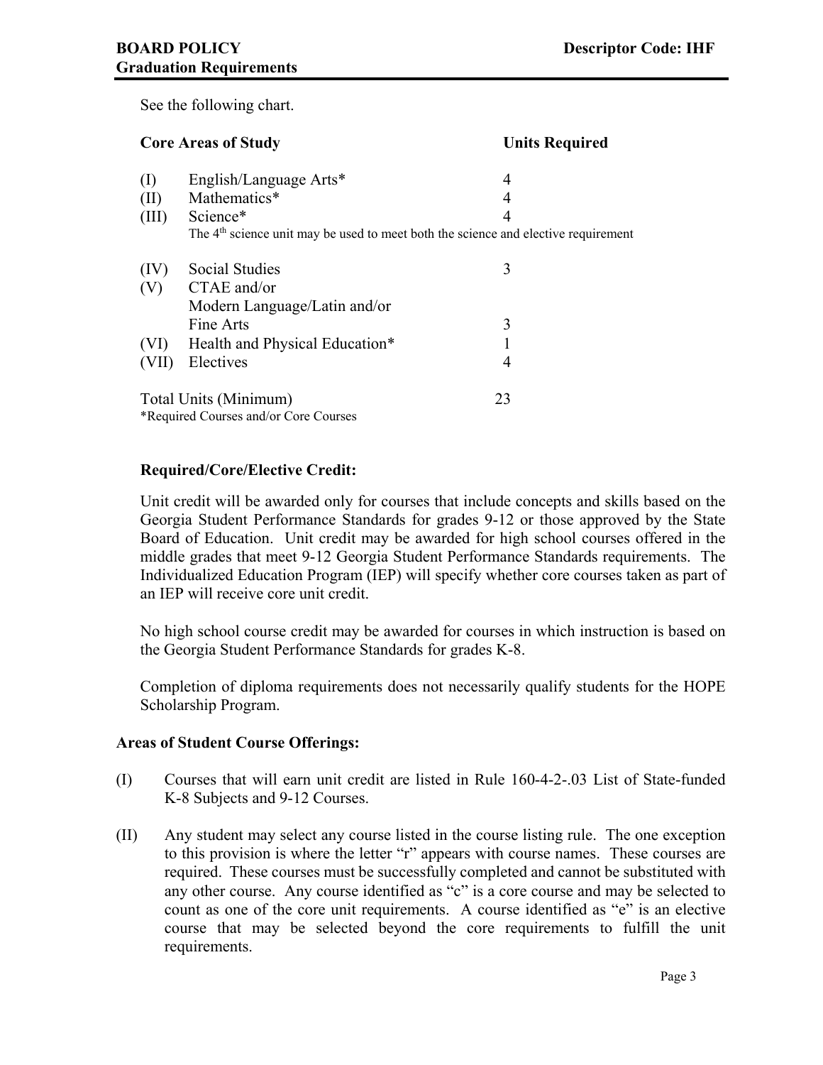See the following chart.

| | Core Areas of Study | Units Required |
|---|---|---|
| (I) | English/Language Arts* | 4 |
| (II) | Mathematics* | 4 |
| (III) | Science* | 4 |
| | The 4th science unit may be used to meet both the science and elective requirement | |
| (IV) | Social Studies | 3 |
| (V) | CTAE and/or Modern Language/Latin and/or Fine Arts | 3 |
| (VI) | Health and Physical Education* | 1 |
| (VII) | Electives | 4 |
| | Total Units (Minimum) | 23 |

*Required Courses and/or Core Courses

**Required/Core/Elective Credit:**

Unit credit will be awarded only for courses that include concepts and skills based on the Georgia Student Performance Standards for grades 9-12 or those approved by the State Board of Education. Unit credit may be awarded for high school courses offered in the middle grades that meet 9-12 Georgia Student Performance Standards requirements. The Individualized Education Program (IEP) will specify whether core courses taken as part of an IEP will receive core unit credit.

No high school course credit may be awarded for courses in which instruction is based on the Georgia Student Performance Standards for grades K-8.

Completion of diploma requirements does not necessarily qualify students for the HOPE Scholarship Program.

**Areas of Student Course Offerings:**

(I) Courses that will earn unit credit are listed in Rule 160-4-2-.03 List of State-funded K-8 Subjects and 9-12 Courses.

(II) Any student may select any course listed in the course listing rule. The one exception to this provision is where the letter "r" appears with course names. These courses are required. These courses must be successfully completed and cannot be substituted with any other course. Any course identified as "c" is a core course and may be selected to count as one of the core unit requirements. A course identified as "e" is an elective course that may be selected beyond the core requirements to fulfill the unit requirements.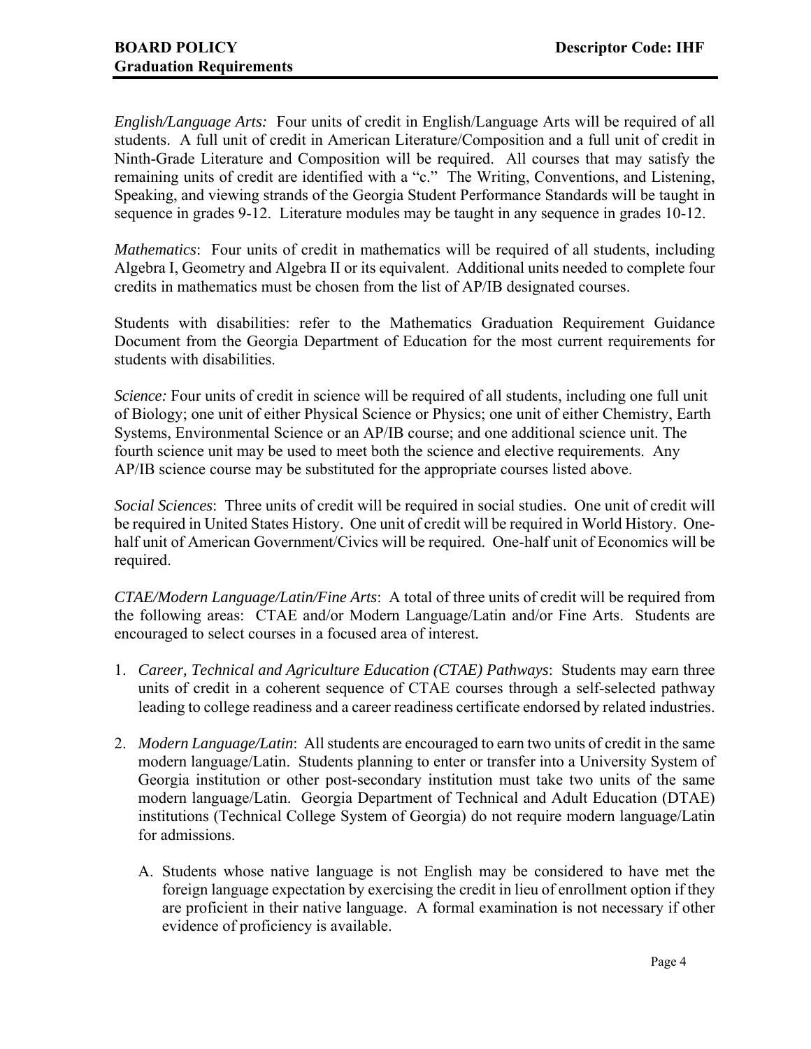*English/Language Arts:* Four units of credit in English/Language Arts will be required of all students. A full unit of credit in American Literature/Composition and a full unit of credit in Ninth-Grade Literature and Composition will be required. All courses that may satisfy the remaining units of credit are identified with a "c." The Writing, Conventions, and Listening, Speaking, and viewing strands of the Georgia Student Performance Standards will be taught in sequence in grades 9-12. Literature modules may be taught in any sequence in grades 10-12.

*Mathematics*: Four units of credit in mathematics will be required of all students, including Algebra I, Geometry and Algebra II or its equivalent. Additional units needed to complete four credits in mathematics must be chosen from the list of AP/IB designated courses.

Students with disabilities: refer to the Mathematics Graduation Requirement Guidance Document from the Georgia Department of Education for the most current requirements for students with disabilities.

*Science:* Four units of credit in science will be required of all students, including one full unit of Biology; one unit of either Physical Science or Physics; one unit of either Chemistry, Earth Systems, Environmental Science or an AP/IB course; and one additional science unit. The fourth science unit may be used to meet both the science and elective requirements. Any AP/IB science course may be substituted for the appropriate courses listed above.

*Social Sciences*: Three units of credit will be required in social studies. One unit of credit will be required in United States History. One unit of credit will be required in World History. One-half unit of American Government/Civics will be required. One-half unit of Economics will be required.

*CTAE/Modern Language/Latin/Fine Arts*: A total of three units of credit will be required from the following areas: CTAE and/or Modern Language/Latin and/or Fine Arts. Students are encouraged to select courses in a focused area of interest.

1. *Career, Technical and Agriculture Education (CTAE) Pathways*: Students may earn three units of credit in a coherent sequence of CTAE courses through a self-selected pathway leading to college readiness and a career readiness certificate endorsed by related industries.

2. *Modern Language/Latin*: All students are encouraged to earn two units of credit in the same modern language/Latin. Students planning to enter or transfer into a University System of Georgia institution or other post-secondary institution must take two units of the same modern language/Latin. Georgia Department of Technical and Adult Education (DTAE) institutions (Technical College System of Georgia) do not require modern language/Latin for admissions.

   A. Students whose native language is not English may be considered to have met the foreign language expectation by exercising the credit in lieu of enrollment option if they are proficient in their native language. A formal examination is not necessary if other evidence of proficiency is available.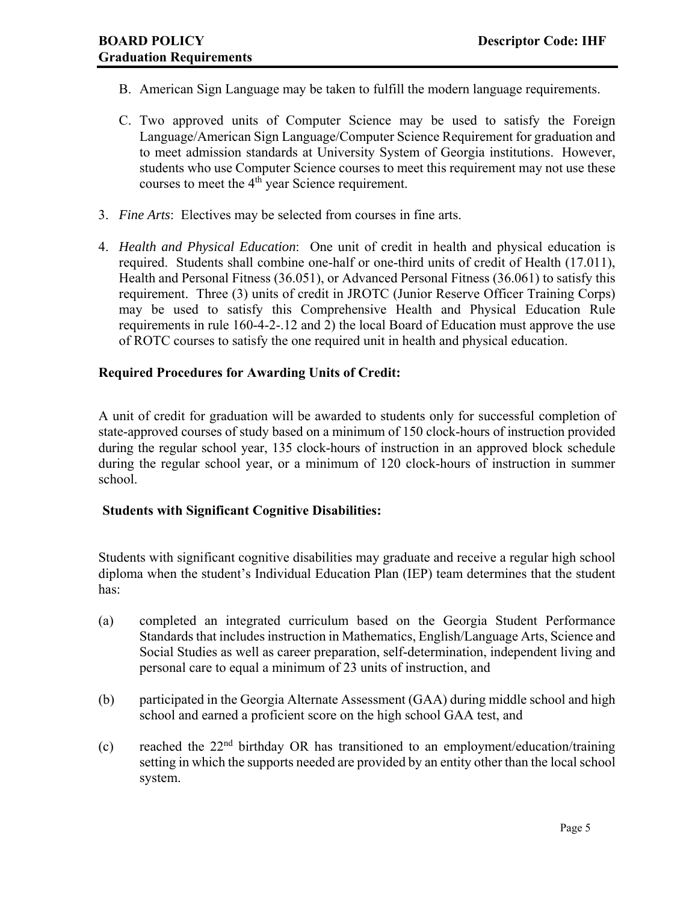B. American Sign Language may be taken to fulfill the modern language requirements.

C. Two approved units of Computer Science may be used to satisfy the Foreign Language/American Sign Language/Computer Science Requirement for graduation and to meet admission standards at University System of Georgia institutions. However, students who use Computer Science courses to meet this requirement may not use these courses to meet the 4th year Science requirement.

3. *Fine Arts*: Electives may be selected from courses in fine arts.

4. *Health and Physical Education*: One unit of credit in health and physical education is required. Students shall combine one-half or one-third units of credit of Health (17.011), Health and Personal Fitness (36.051), or Advanced Personal Fitness (36.061) to satisfy this requirement. Three (3) units of credit in JROTC (Junior Reserve Officer Training Corps) may be used to satisfy this Comprehensive Health and Physical Education Rule requirements in rule 160-4-2-.12 and 2) the local Board of Education must approve the use of ROTC courses to satisfy the one required unit in health and physical education.

**Required Procedures for Awarding Units of Credit:**

A unit of credit for graduation will be awarded to students only for successful completion of state-approved courses of study based on a minimum of 150 clock-hours of instruction provided during the regular school year, 135 clock-hours of instruction in an approved block schedule during the regular school year, or a minimum of 120 clock-hours of instruction in summer school.

**Students with Significant Cognitive Disabilities:**

Students with significant cognitive disabilities may graduate and receive a regular high school diploma when the student's Individual Education Plan (IEP) team determines that the student has:

(a) completed an integrated curriculum based on the Georgia Student Performance Standards that includes instruction in Mathematics, English/Language Arts, Science and Social Studies as well as career preparation, self-determination, independent living and personal care to equal a minimum of 23 units of instruction, and

(b) participated in the Georgia Alternate Assessment (GAA) during middle school and high school and earned a proficient score on the high school GAA test, and

(c) reached the 22nd birthday OR has transitioned to an employment/education/training setting in which the supports needed are provided by an entity other than the local school system.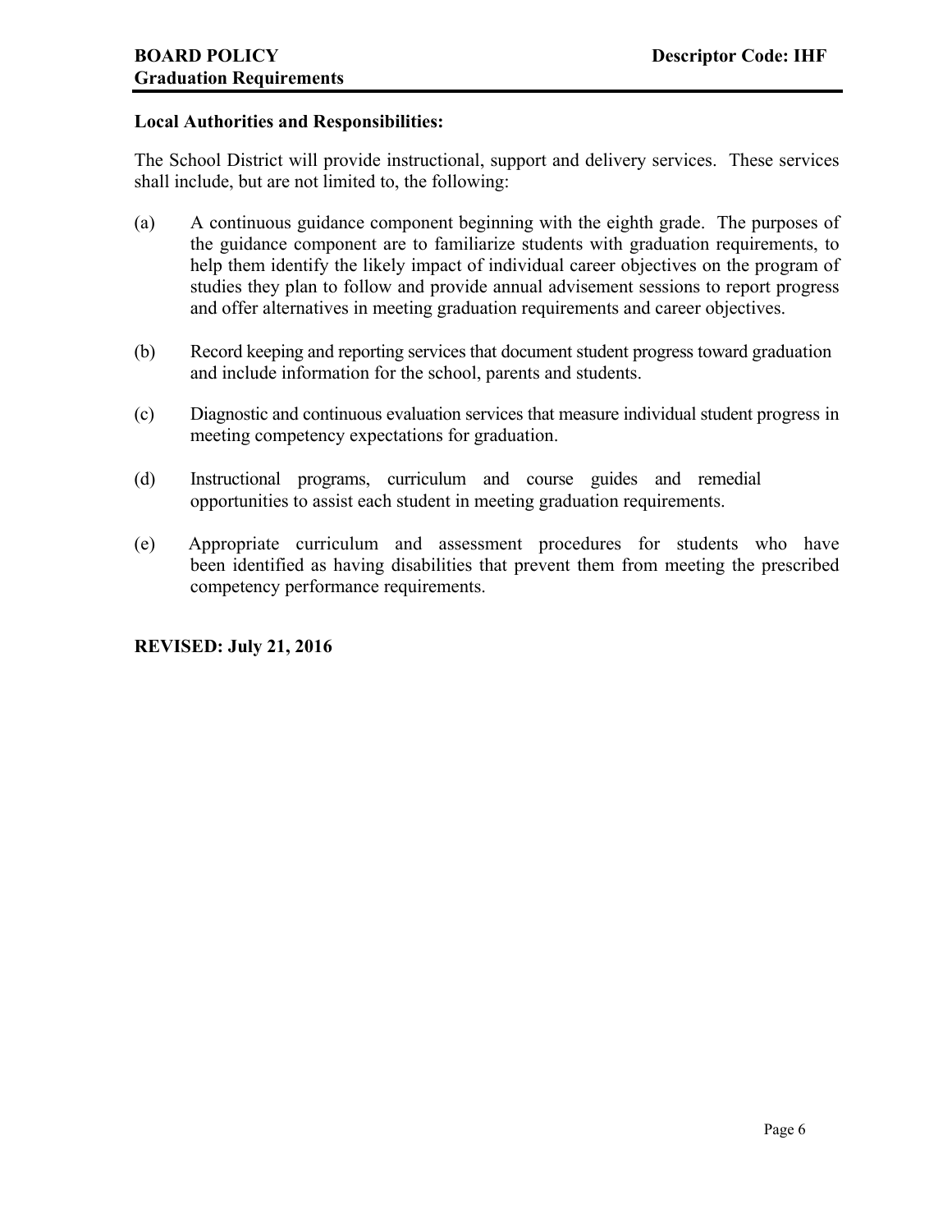**Local Authorities and Responsibilities:**

The School District will provide instructional, support and delivery services. These services shall include, but are not limited to, the following:

(a) A continuous guidance component beginning with the eighth grade. The purposes of the guidance component are to familiarize students with graduation requirements, to help them identify the likely impact of individual career objectives on the program of studies they plan to follow and provide annual advisement sessions to report progress and offer alternatives in meeting graduation requirements and career objectives.

(b) Record keeping and reporting services that document student progress toward graduation and include information for the school, parents and students.

(c) Diagnostic and continuous evaluation services that measure individual student progress in meeting competency expectations for graduation.

(d) Instructional programs, curriculum and course guides and remedial opportunities to assist each student in meeting graduation requirements.

(e) Appropriate curriculum and assessment procedures for students who have been identified as having disabilities that prevent them from meeting the prescribed competency performance requirements.

**REVISED: July 21, 2016**